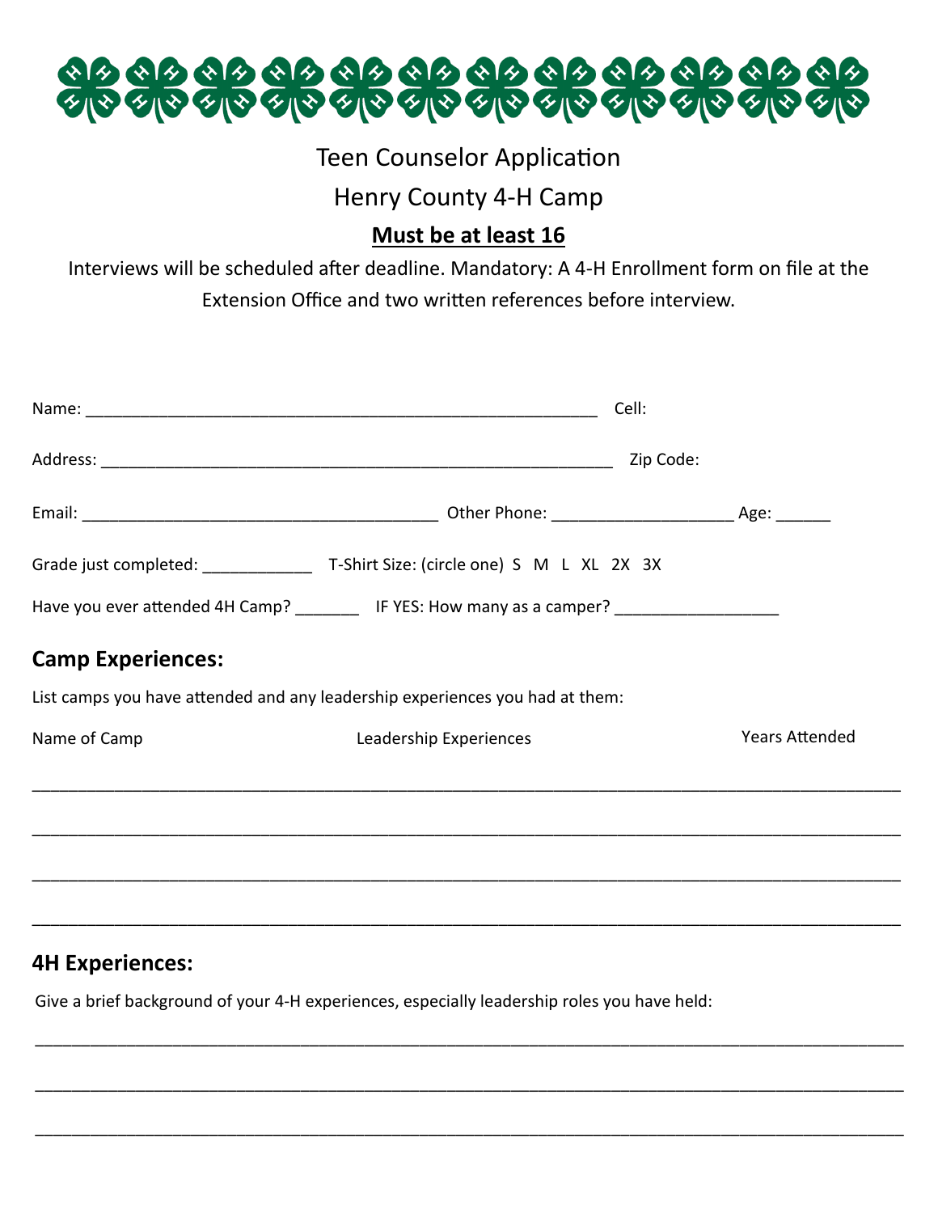# Teen Counselor Application

# Henry County 4-H Camp

**Must be at least 16**

Interviews will be scheduled after deadline. Mandatory: A 4-H Enrollment form on file at the Extension Office and two written references before interview.

Name: ____________________________________________________________ Cell:

Address: ____________________________________________________________ Zip Code:

Email: ________________________________________ Other Phone: ____________________ Age: ______

Grade just completed: ____________ T-Shirt Size: (circle one) S M L XL 2X 3X

Have you ever attended 4H Camp? _______ IF YES: How many as a camper? __________________

## Camp Experiences:

List camps you have attended and any leadership experiences you had at them:

Name of Camp Leadership Experiences Years Attended

______________________________________________________________________________________________

______________________________________________________________________________________________

______________________________________________________________________________________________

______________________________________________________________________________________________

## 4H Experiences:

Give a brief background of your 4-H experiences, especially leadership roles you have held:

______________________________________________________________________________________________

______________________________________________________________________________________________

______________________________________________________________________________________________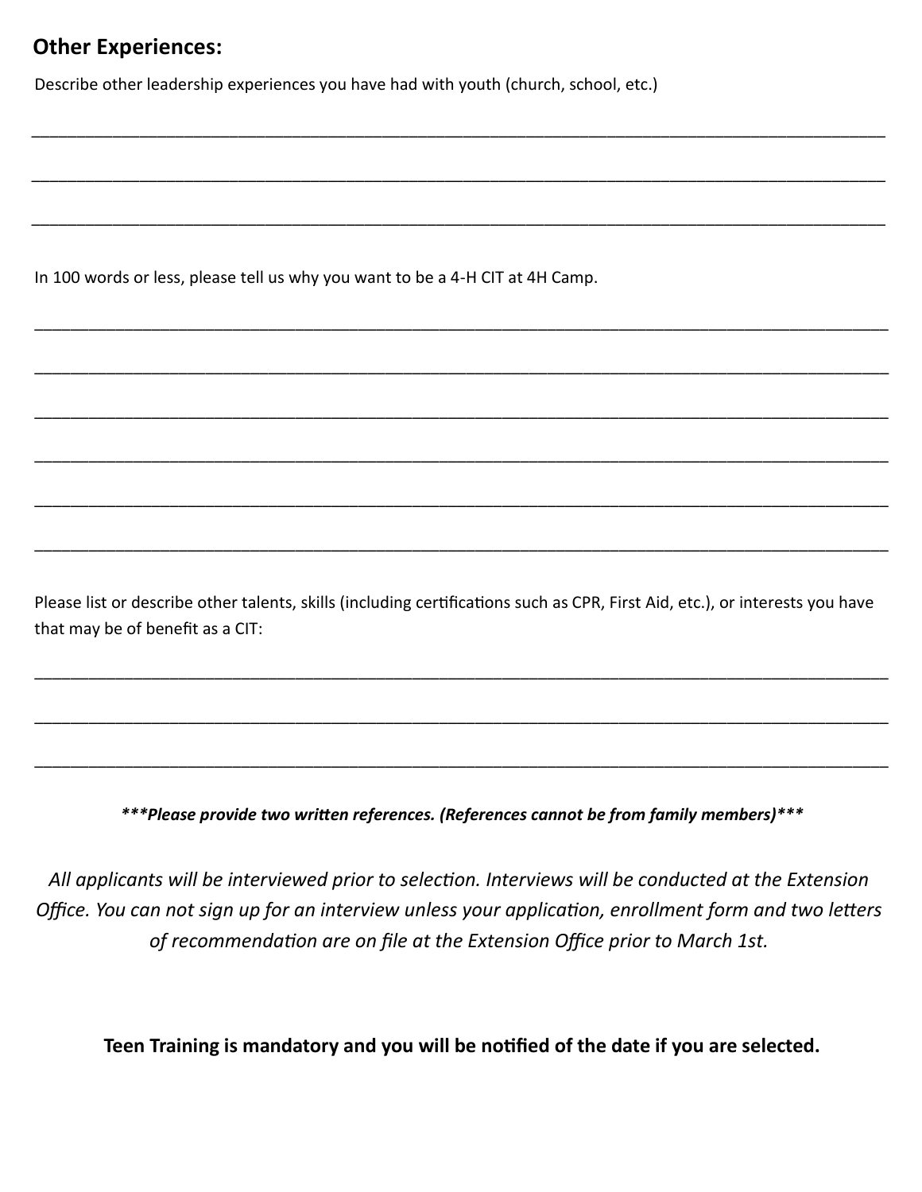## Other Experiences:

Describe other leadership experiences you have had with youth (church, school, etc.)

______________________________________________________________________________________

______________________________________________________________________________________

______________________________________________________________________________________

In 100 words or less, please tell us why you want to be a 4-H CIT at 4H Camp.

______________________________________________________________________________________

______________________________________________________________________________________

______________________________________________________________________________________

______________________________________________________________________________________

______________________________________________________________________________________

______________________________________________________________________________________

Please list or describe other talents, skills (including certifications such as CPR, First Aid, etc.), or interests you have that may be of benefit as a CIT:

______________________________________________________________________________________

______________________________________________________________________________________

______________________________________________________________________________________

***\*\*\*Please provide two written references. (References cannot be from family members)\*\*\****

*All applicants will be interviewed prior to selection. Interviews will be conducted at the Extension Office. You can not sign up for an interview unless your application, enrollment form and two letters of recommendation are on file at the Extension Office prior to March 1st.*

**Teen Training is mandatory and you will be notified of the date if you are selected.**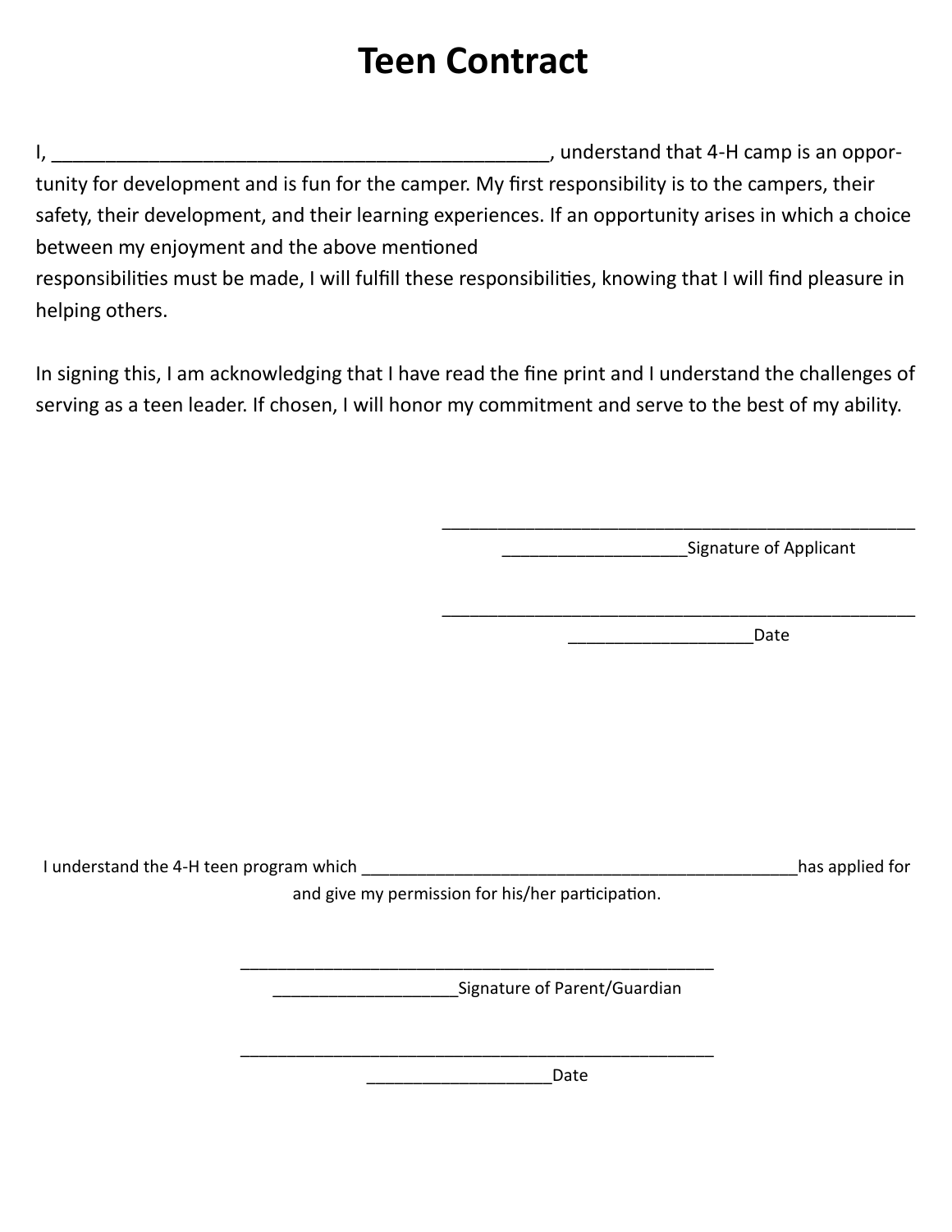# Teen Contract

I, ________________________________________________, understand that 4-H camp is an opportunity for development and is fun for the camper. My first responsibility is to the campers, their safety, their development, and their learning experiences. If an opportunity arises in which a choice between my enjoyment and the above mentioned responsibilities must be made, I will fulfill these responsibilities, knowing that I will find pleasure in helping others.

In signing this, I am acknowledging that I have read the fine print and I understand the challenges of serving as a teen leader. If chosen, I will honor my commitment and serve to the best of my ability.

____________________________________________________

____________________Signature of Applicant

____________________________________________________

____________________Date

I understand the 4-H teen program which ________________________________________________has applied for and give my permission for his/her participation.

____________________________________________________

____________________Signature of Parent/Guardian

____________________________________________________

____________________Date